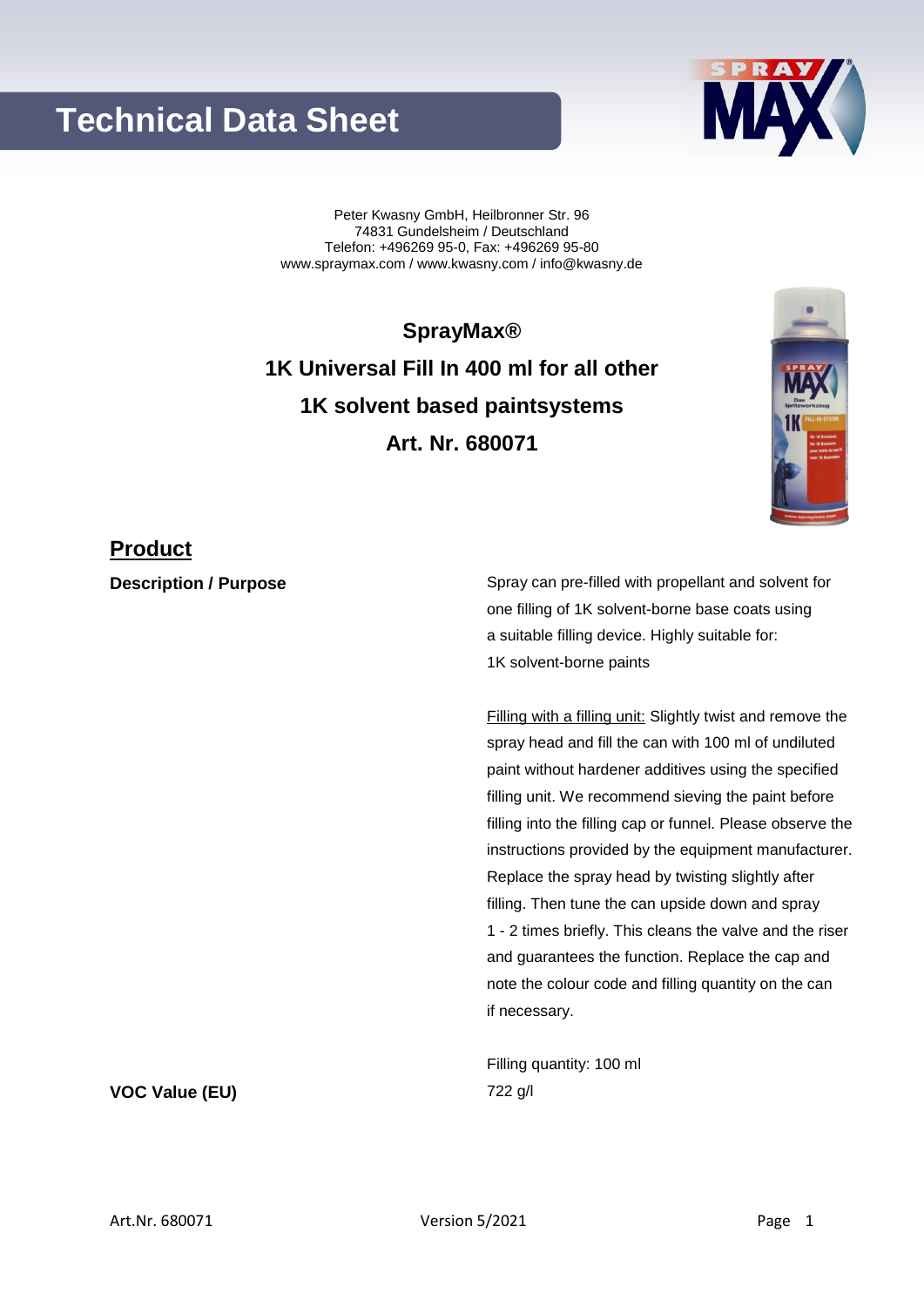# Technical Data Sheet

Peter Kwasny GmbH, Heilbronner Str. 96
74831 Gundelsheim / Deutschland
Telefon: +496269 95-0, Fax: +496269 95-80
www.spraymax.com / www.kwasny.com / info@kwasny.de

**SprayMax®**
**1K Universal Fill In 400 ml for all other**
**1K solvent based paintsystems**
**Art. Nr. 680071**

## Product

**Description / Purpose**

Spray can pre-filled with propellant and solvent for one filling of 1K solvent-borne base coats using a suitable filling device. Highly suitable for:
1K solvent-borne paints

Filling with a filling unit: Slightly twist and remove the spray head and fill the can with 100 ml of undiluted paint without hardener additives using the specified filling unit. We recommend sieving the paint before filling into the filling cap or funnel. Please observe the instructions provided by the equipment manufacturer. Replace the spray head by twisting slightly after filling. Then tune the can upside down and spray 1 - 2 times briefly. This cleans the valve and the riser and guarantees the function. Replace the cap and note the colour code and filling quantity on the can if necessary.

Filling quantity: 100 ml

**VOC Value (EU)**

722 g/l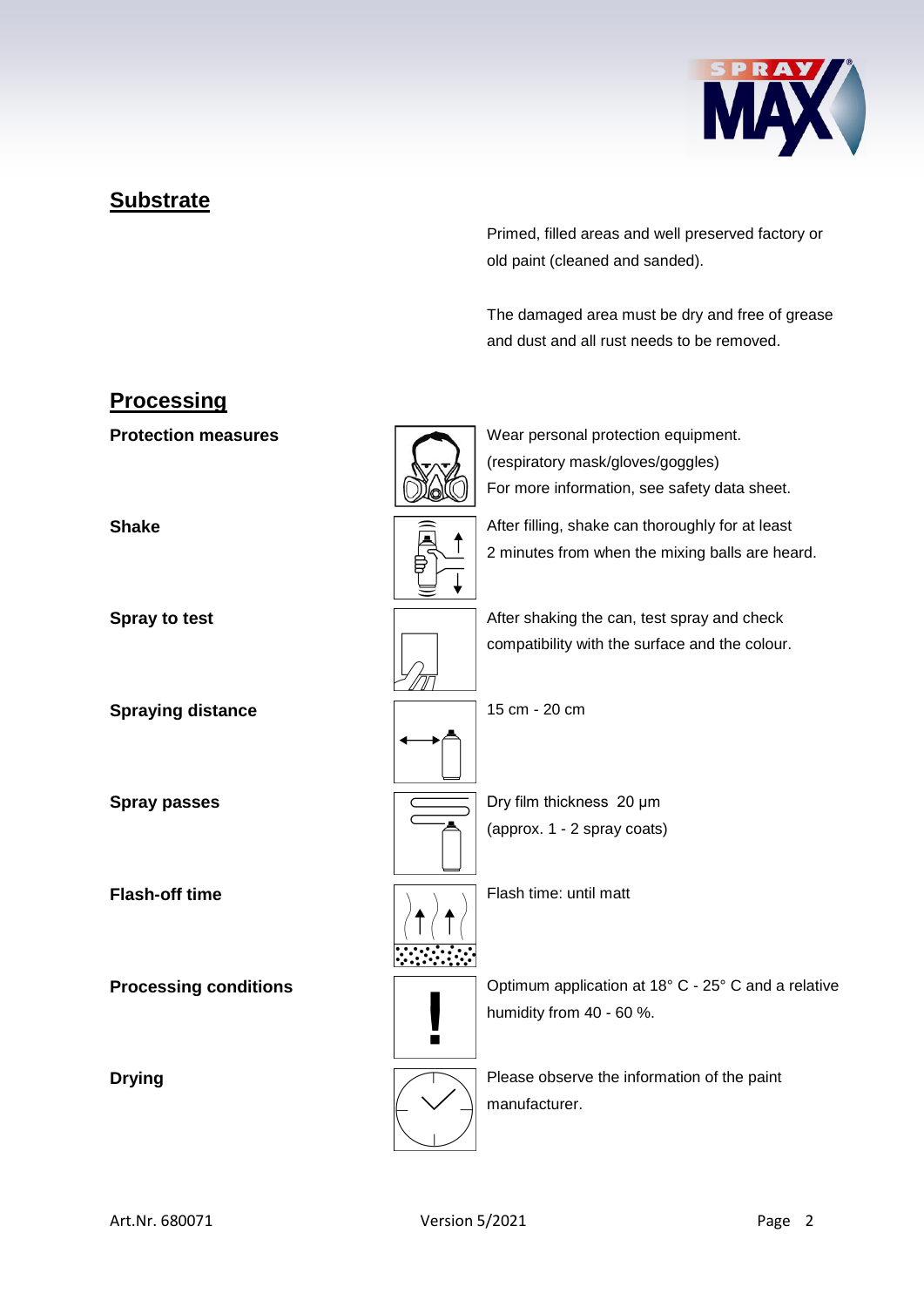## Substrate

Primed, filled areas and well preserved factory or old paint (cleaned and sanded).

The damaged area must be dry and free of grease and dust and all rust needs to be removed.

## Processing

**Protection measures**

Wear personal protection equipment.
(respiratory mask/gloves/goggles)
For more information, see safety data sheet.

**Shake**

After filling, shake can thoroughly for at least 2 minutes from when the mixing balls are heard.

**Spray to test**

After shaking the can, test spray and check compatibility with the surface and the colour.

**Spraying distance**

15 cm - 20 cm

**Spray passes**

Dry film thickness 20 µm
(approx. 1 - 2 spray coats)

**Flash-off time**

Flash time: until matt

**Processing conditions**

Optimum application at 18° C - 25° C and a relative humidity from 40 - 60 %.

**Drying**

Please observe the information of the paint manufacturer.

Art.Nr. 680071 Version 5/2021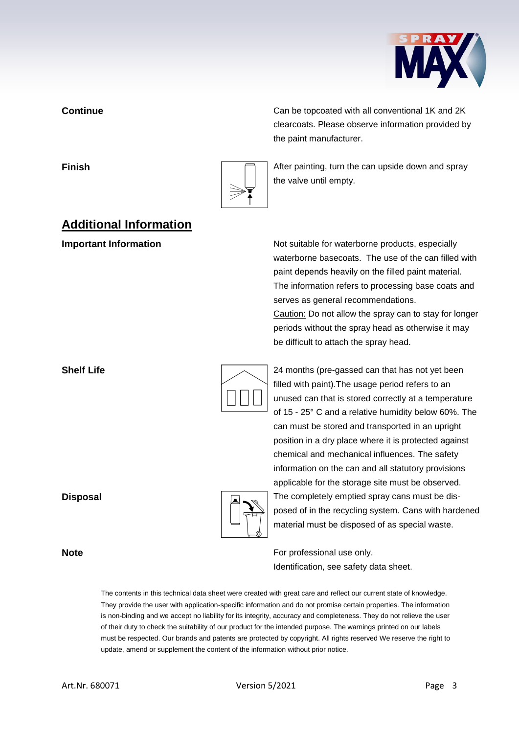**Continue**

Can be topcoated with all conventional 1K and 2K clearcoats. Please observe information provided by the paint manufacturer.

**Finish**

After painting, turn the can upside down and spray the valve until empty.

## Additional Information

**Important Information**

Not suitable for waterborne products, especially waterborne basecoats. The use of the can filled with paint depends heavily on the filled paint material. The information refers to processing base coats and serves as general recommendations.
Caution: Do not allow the spray can to stay for longer periods without the spray head as otherwise it may be difficult to attach the spray head.

**Shelf Life**

24 months (pre-gassed can that has not yet been filled with paint).The usage period refers to an unused can that is stored correctly at a temperature of 15 - 25° C and a relative humidity below 60%. The can must be stored and transported in an upright position in a dry place where it is protected against chemical and mechanical influences. The safety information on the can and all statutory provisions applicable for the storage site must be observed.

**Disposal**

The completely emptied spray cans must be disposed of in the recycling system. Cans with hardened material must be disposed of as special waste.

**Note**

For professional use only.
Identification, see safety data sheet.

The contents in this technical data sheet were created with great care and reflect our current state of knowledge. They provide the user with application-specific information and do not promise certain properties. The information is non-binding and we accept no liability for its integrity, accuracy and completeness. They do not relieve the user of their duty to check the suitability of our product for the intended purpose. The warnings printed on our labels must be respected. Our brands and patents are protected by copyright. All rights reserved We reserve the right to update, amend or supplement the content of the information without prior notice.

Art.Nr. 680071 Version 5/2021